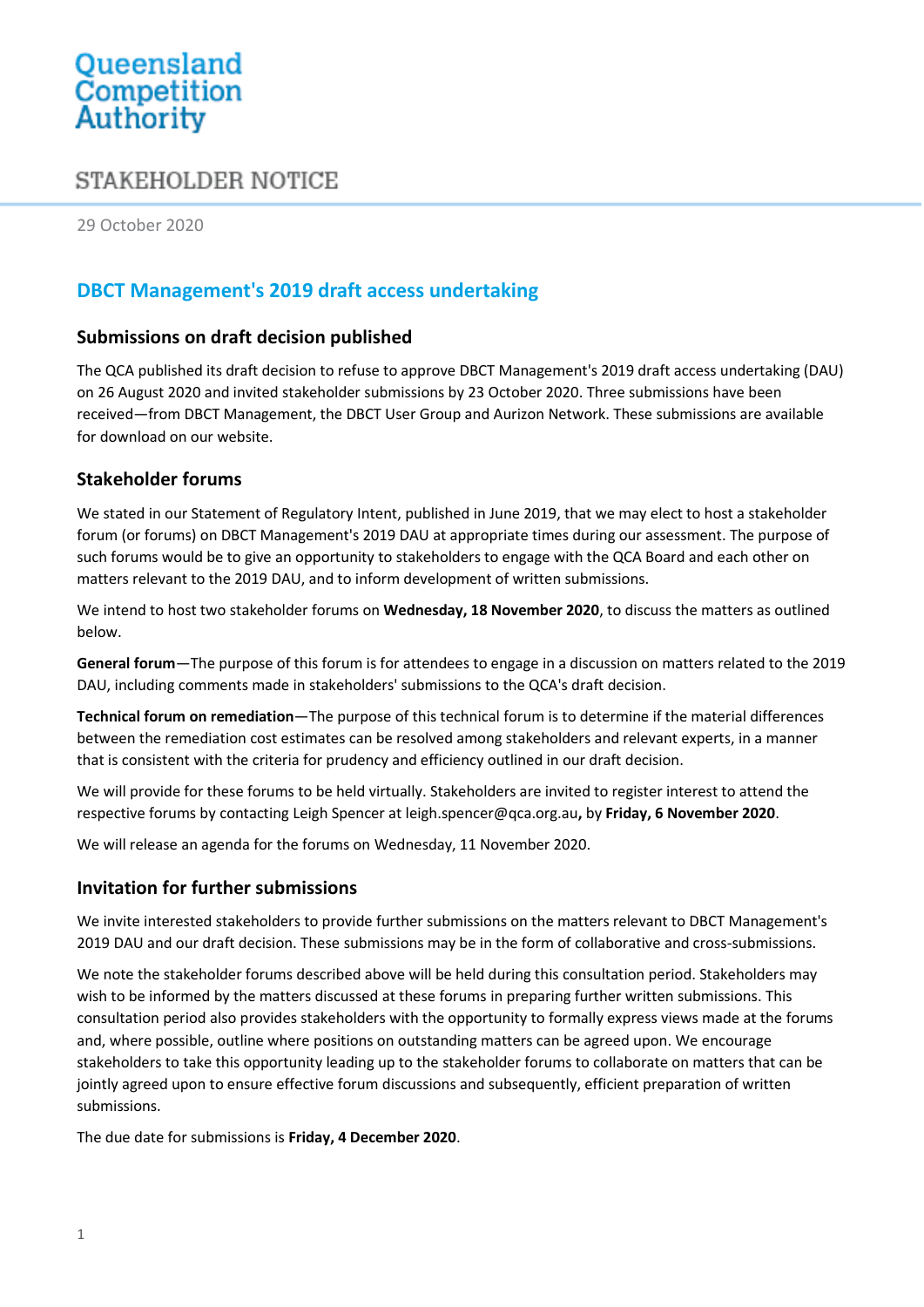Queensland Competition Authority

STAKEHOLDER NOTICE

29 October 2020

# DBCT Management's 2019 draft access undertaking

## Submissions on draft decision published

The QCA published its draft decision to refuse to approve DBCT Management's 2019 draft access undertaking (DAU) on 26 August 2020 and invited stakeholder submissions by 23 October 2020. Three submissions have been received—from DBCT Management, the DBCT User Group and Aurizon Network. These submissions are available for download on our website.

## Stakeholder forums

We stated in our Statement of Regulatory Intent, published in June 2019, that we may elect to host a stakeholder forum (or forums) on DBCT Management's 2019 DAU at appropriate times during our assessment. The purpose of such forums would be to give an opportunity to stakeholders to engage with the QCA Board and each other on matters relevant to the 2019 DAU, and to inform development of written submissions.

We intend to host two stakeholder forums on **Wednesday, 18 November 2020**, to discuss the matters as outlined below.

**General forum**—The purpose of this forum is for attendees to engage in a discussion on matters related to the 2019 DAU, including comments made in stakeholders' submissions to the QCA's draft decision.

**Technical forum on remediation**—The purpose of this technical forum is to determine if the material differences between the remediation cost estimates can be resolved among stakeholders and relevant experts, in a manner that is consistent with the criteria for prudency and efficiency outlined in our draft decision.

We will provide for these forums to be held virtually. Stakeholders are invited to register interest to attend the respective forums by contacting Leigh Spencer at leigh.spencer@qca.org.au**,** by **Friday, 6 November 2020**.

We will release an agenda for the forums on Wednesday, 11 November 2020.

## Invitation for further submissions

We invite interested stakeholders to provide further submissions on the matters relevant to DBCT Management's 2019 DAU and our draft decision. These submissions may be in the form of collaborative and cross-submissions.

We note the stakeholder forums described above will be held during this consultation period. Stakeholders may wish to be informed by the matters discussed at these forums in preparing further written submissions. This consultation period also provides stakeholders with the opportunity to formally express views made at the forums and, where possible, outline where positions on outstanding matters can be agreed upon. We encourage stakeholders to take this opportunity leading up to the stakeholder forums to collaborate on matters that can be jointly agreed upon to ensure effective forum discussions and subsequently, efficient preparation of written submissions.

The due date for submissions is **Friday, 4 December 2020**.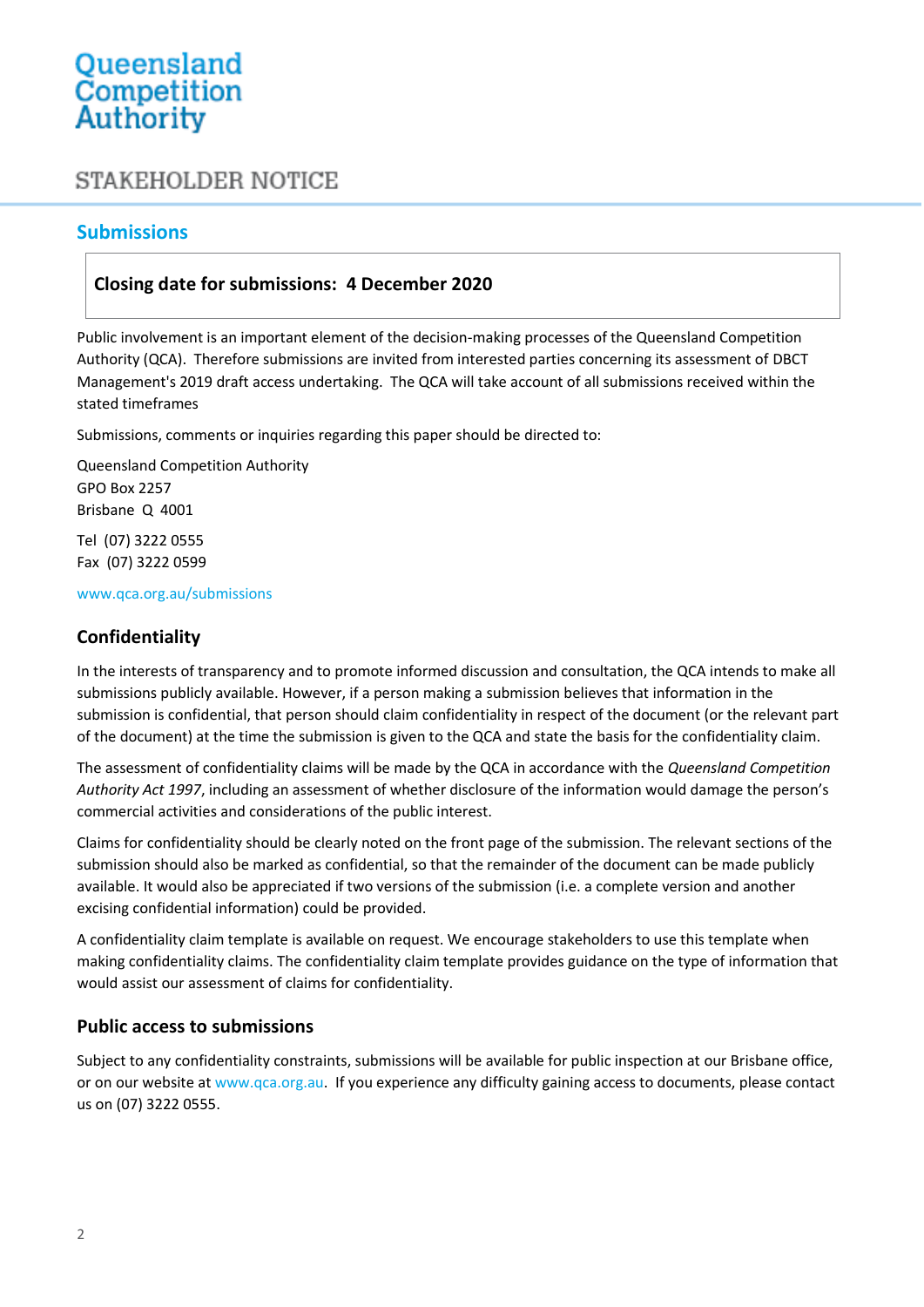Queensland Competition Authority

# STAKEHOLDER NOTICE

## Submissions

**Closing date for submissions: 4 December 2020**

Public involvement is an important element of the decision-making processes of the Queensland Competition Authority (QCA). Therefore submissions are invited from interested parties concerning its assessment of DBCT Management's 2019 draft access undertaking. The QCA will take account of all submissions received within the stated timeframes

Submissions, comments or inquiries regarding this paper should be directed to:

Queensland Competition Authority
GPO Box 2257
Brisbane Q 4001

Tel (07) 3222 0555
Fax (07) 3222 0599

www.qca.org.au/submissions

### Confidentiality

In the interests of transparency and to promote informed discussion and consultation, the QCA intends to make all submissions publicly available. However, if a person making a submission believes that information in the submission is confidential, that person should claim confidentiality in respect of the document (or the relevant part of the document) at the time the submission is given to the QCA and state the basis for the confidentiality claim.

The assessment of confidentiality claims will be made by the QCA in accordance with the *Queensland Competition Authority Act 1997*, including an assessment of whether disclosure of the information would damage the person's commercial activities and considerations of the public interest.

Claims for confidentiality should be clearly noted on the front page of the submission. The relevant sections of the submission should also be marked as confidential, so that the remainder of the document can be made publicly available. It would also be appreciated if two versions of the submission (i.e. a complete version and another excising confidential information) could be provided.

A confidentiality claim template is available on request. We encourage stakeholders to use this template when making confidentiality claims. The confidentiality claim template provides guidance on the type of information that would assist our assessment of claims for confidentiality.

### Public access to submissions

Subject to any confidentiality constraints, submissions will be available for public inspection at our Brisbane office, or on our website at www.qca.org.au. If you experience any difficulty gaining access to documents, please contact us on (07) 3222 0555.